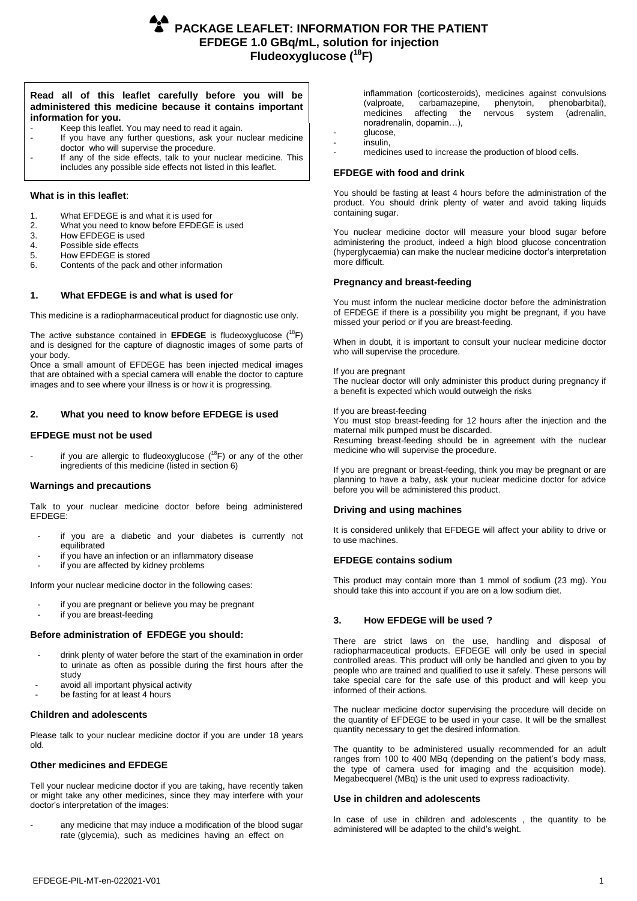# PACKAGE LEAFLET: INFORMATION FOR THE PATIENT
# EFDEGE 1.0 GBq/mL, solution for injection
# Fludeoxyglucose ($^{18}F$)

**Read all of this leaflet carefully before you will be administered this medicine because it contains important information for you.**

- Keep this leaflet. You may need to read it again.
- If you have any further questions, ask your nuclear medicine doctor who will supervise the procedure.
- If any of the side effects, talk to your nuclear medicine. This includes any possible side effects not listed in this leaflet.

**What is in this leaflet**:

1. What EFDEGE is and what it is used for
2. What you need to know before EFDEGE is used
3. How EFDEGE is used
4. Possible side effects
5. How EFDEGE is stored
6. Contents of the pack and other information

## 1. What EFDEGE is and what is used for

This medicine is a radiopharmaceutical product for diagnostic use only.

The active substance contained in **EFDEGE** is fludeoxyglucose ($^{18}F$) and is designed for the capture of diagnostic images of some parts of your body.

Once a small amount of EFDEGE has been injected medical images that are obtained with a special camera will enable the doctor to capture images and to see where your illness is or how it is progressing.

## 2. What you need to know before EFDEGE is used

### EFDEGE must not be used

- if you are allergic to fludeoxyglucose ($^{18}F$) or any of the other ingredients of this medicine (listed in section 6)

### Warnings and precautions

Talk to your nuclear medicine doctor before being administered EFDEGE:

- if you are a diabetic and your diabetes is currently not equilibrated
- if you have an infection or an inflammatory disease
- if you are affected by kidney problems

Inform your nuclear medicine doctor in the following cases:

- if you are pregnant or believe you may be pregnant
- if you are breast-feeding

### Before administration of EFDEGE you should:

- drink plenty of water before the start of the examination in order to urinate as often as possible during the first hours after the study
- avoid all important physical activity
- be fasting for at least 4 hours

### Children and adolescents

Please talk to your nuclear medicine doctor if you are under 18 years old.

### Other medicines and EFDEGE

Tell your nuclear medicine doctor if you are taking, have recently taken or might take any other medicines, since they may interfere with your doctor's interpretation of the images:

- any medicine that may induce a modification of the blood sugar rate (glycemia), such as medicines having an effect on inflammation (corticosteroids), medicines against convulsions (valproate, carbamazepine, phenytoin, phenobarbital), medicines affecting the nervous system (adrenalin, noradrenalin, dopamin…),
- glucose,
- insulin,
- medicines used to increase the production of blood cells.

### EFDEGE with food and drink

You should be fasting at least 4 hours before the administration of the product. You should drink plenty of water and avoid taking liquids containing sugar.

You nuclear medicine doctor will measure your blood sugar before administering the product, indeed a high blood glucose concentration (hyperglycaemia) can make the nuclear medicine doctor's interpretation more difficult.

### Pregnancy and breast-feeding

You must inform the nuclear medicine doctor before the administration of EFDEGE if there is a possibility you might be pregnant, if you have missed your period or if you are breast-feeding.

When in doubt, it is important to consult your nuclear medicine doctor who will supervise the procedure.

If you are pregnant
The nuclear doctor will only administer this product during pregnancy if a benefit is expected which would outweigh the risks

If you are breast-feeding
You must stop breast-feeding for 12 hours after the injection and the maternal milk pumped must be discarded.
Resuming breast-feeding should be in agreement with the nuclear medicine who will supervise the procedure.

If you are pregnant or breast-feeding, think you may be pregnant or are planning to have a baby, ask your nuclear medicine doctor for advice before you will be administered this product.

### Driving and using machines

It is considered unlikely that EFDEGE will affect your ability to drive or to use machines.

### EFDEGE contains sodium

This product may contain more than 1 mmol of sodium (23 mg). You should take this into account if you are on a low sodium diet.

## 3. How EFDEGE will be used ?

There are strict laws on the use, handling and disposal of radiopharmaceutical products. EFDEGE will only be used in special controlled areas. This product will only be handled and given to you by people who are trained and qualified to use it safely. These persons will take special care for the safe use of this product and will keep you informed of their actions.

The nuclear medicine doctor supervising the procedure will decide on the quantity of EFDEGE to be used in your case. It will be the smallest quantity necessary to get the desired information.

The quantity to be administered usually recommended for an adult ranges from 100 to 400 MBq (depending on the patient's body mass, the type of camera used for imaging and the acquisition mode). Megabecquerel (MBq) is the unit used to express radioactivity.

### Use in children and adolescents

In case of use in children and adolescents , the quantity to be administered will be adapted to the child's weight.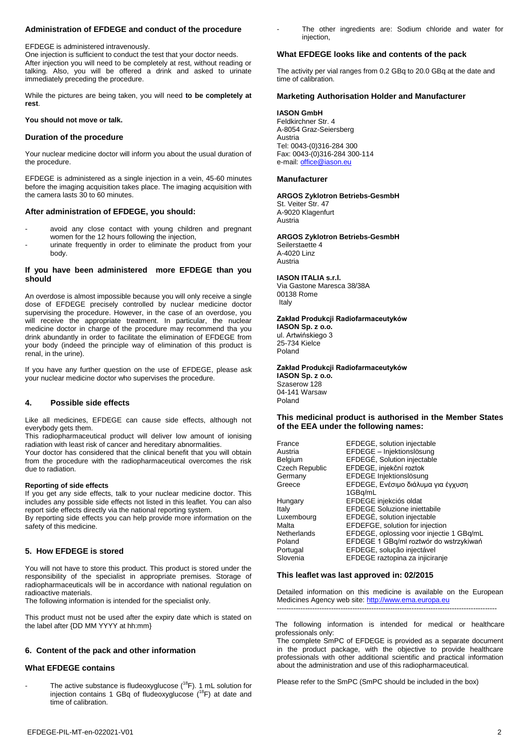### Administration of EFDEGE and conduct of the procedure

EFDEGE is administered intravenously.
One injection is sufficient to conduct the test that your doctor needs.
After injection you will need to be completely at rest, without reading or talking. Also, you will be offered a drink and asked to urinate immediately preceding the procedure.

While the pictures are being taken, you will need **to be completely at rest**.

**You should not move or talk.**

### Duration of the procedure

Your nuclear medicine doctor will inform you about the usual duration of the procedure.

EFDEGE is administered as a single injection in a vein, 45-60 minutes before the imaging acquisition takes place. The imaging acquisition with the camera lasts 30 to 60 minutes.

### After administration of EFDEGE, you should:

- avoid any close contact with young children and pregnant women for the 12 hours following the injection,
- urinate frequently in order to eliminate the product from your body.

### If you have been administered more EFDEGE than you should

An overdose is almost impossible because you will only receive a single dose of EFDEGE precisely controlled by nuclear medicine doctor supervising the procedure. However, in the case of an overdose, you will receive the appropriate treatment. In particular, the nuclear medicine doctor in charge of the procedure may recommend tha you drink abundantly in order to facilitate the elimination of EFDEGE from your body (indeed the principle way of elimination of this product is renal, in the urine).

If you have any further question on the use of EFDEGE, please ask your nuclear medicine doctor who supervises the procedure.

## 4. Possible side effects

Like all medicines, EFDEGE can cause side effects, although not everybody gets them.
This radiopharmaceutical product will deliver low amount of ionising radiation with least risk of cancer and hereditary abnormalities.
Your doctor has considered that the clinical benefit that you will obtain from the procedure with the radiopharmaceutical overcomes the risk due to radiation.

**Reporting of side effects**

If you get any side effects, talk to your nuclear medicine doctor. This includes any possible side effects not listed in this leaflet. You can also report side effects directly via the national reporting system.
By reporting side effects you can help provide more information on the safety of this medicine.

## 5. How EFDEGE is stored

You will not have to store this product. This product is stored under the responsibility of the specialist in appropriate premises. Storage of radiopharmaceuticals will be in accordance with national regulation on radioactive materials.
The following information is intended for the specialist only.

This product must not be used after the expiry date which is stated on the label after {DD MM YYYY at hh:mm}

## 6. Content of the pack and other information

### What EFDEGE contains

- The active substance is fludeoxyglucose ($^{18}$F). 1 mL solution for injection contains 1 GBq of fludeoxyglucose ($^{18}$F) at date and time of calibration.
- The other ingredients are: Sodium chloride and water for injection,

### What EFDEGE looks like and contents of the pack

The activity per vial ranges from 0.2 GBq to 20.0 GBq at the date and time of calibration.

### Marketing Authorisation Holder and Manufacturer

**IASON GmbH**
Feldkirchner Str. 4
A-8054 Graz-Seiersberg
Austria
Tel: 0043-(0)316-284 300
Fax: 0043-(0)316-284 300-114
e-mail: office@iason.eu

### Manufacturer

**ARGOS Zyklotron Betriebs-GesmbH**
St. Veiter Str. 47
A-9020 Klagenfurt
Austria

**ARGOS Zyklotron Betriebs-GesmbH**
Seilerstaette 4
A-4020 Linz
Austria

**IASON ITALIA s.r.l.**
Via Gastone Maresca 38/38A
00138 Rome
Italy

**Zakład Produkcji Radiofarmaceutyków**
**IASON Sp. z o.o.**
ul. Artwińskiego 3
25-734 Kielce
Poland

**Zakład Produkcji Radiofarmaceutyków**
**IASON Sp. z o.o.**
Szaserow 128
04-141 Warsaw
Poland

### This medicinal product is authorised in the Member States of the EEA under the following names:

| | |
|---|---|
| France | EFDEGE, solution injectable |
| Austria | EFDEGE – Injektionslösung |
| Belgium | EFDEGÉ, Solution injectable |
| Czech Republic | EFDEGE, injekční roztok |
| Germany | EFDEGE Injektionslösung |
| Greece | EFDEGE, Ενέσιμο διάλυμα για έγχυση 1GBq/mL |
| Hungary | EFDEGE injekciós oldat |
| Italy | EFDEGE Soluzione iniettabile |
| Luxembourg | EFDEGÉ, solution injectable |
| Malta | EFDEFGE, solution for injection |
| Netherlands | EFDEGE, oplossing voor injectie 1 GBq/mL |
| Poland | EFDEGE 1 GBq/ml roztwór do wstrzykiwań |
| Portugal | EFDEGE, solução injectável |
| Slovenia | EFDEGE raztopina za injiciranje |

### This leaflet was last approved in: 02/2015

Detailed information on this medicine is available on the European Medicines Agency web site: http://www.ema.europa.eu

---

The following information is intended for medical or healthcare professionals only:
The complete SmPC of EFDEGE is provided as a separate document in the product package, with the objective to provide healthcare professionals with other additional scientific and practical information about the administration and use of this radiopharmaceutical.

Please refer to the SmPC (SmPC should be included in the box)